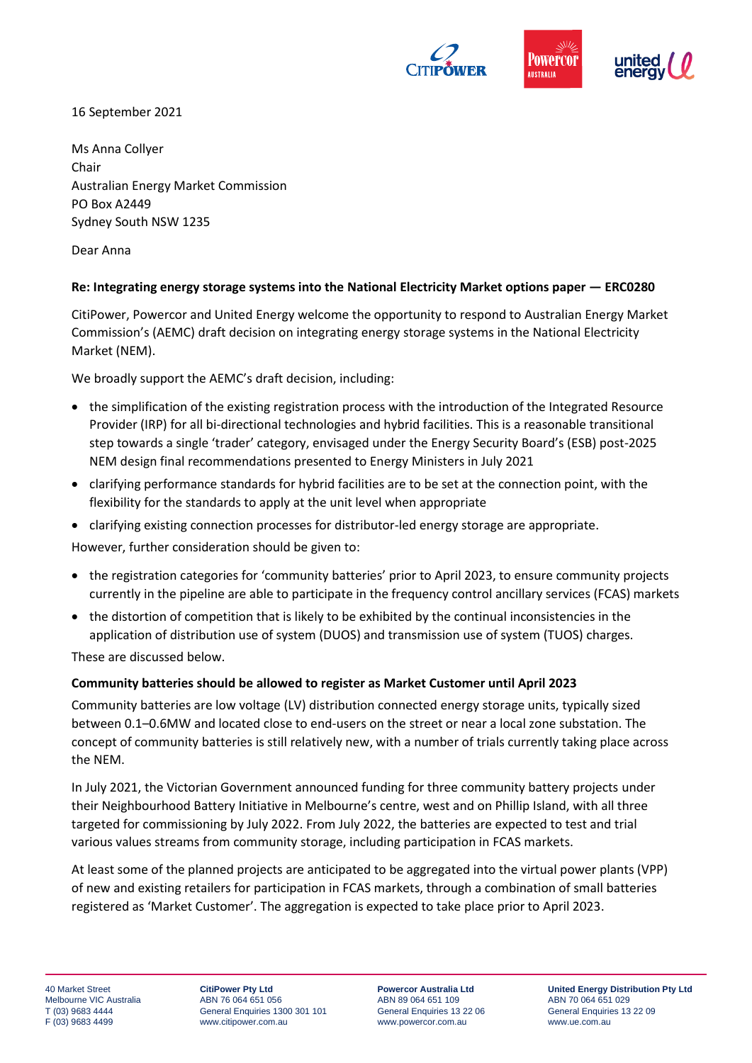16 September 2021

Ms Anna Collyer
Chair
Australian Energy Market Commission
PO Box A2449
Sydney South NSW 1235

Dear Anna

**Re: Integrating energy storage systems into the National Electricity Market options paper — ERC0280**

CitiPower, Powercor and United Energy welcome the opportunity to respond to Australian Energy Market Commission's (AEMC) draft decision on integrating energy storage systems in the National Electricity Market (NEM).

We broadly support the AEMC's draft decision, including:

- the simplification of the existing registration process with the introduction of the Integrated Resource Provider (IRP) for all bi-directional technologies and hybrid facilities. This is a reasonable transitional step towards a single 'trader' category, envisaged under the Energy Security Board's (ESB) post-2025 NEM design final recommendations presented to Energy Ministers in July 2021
- clarifying performance standards for hybrid facilities are to be set at the connection point, with the flexibility for the standards to apply at the unit level when appropriate
- clarifying existing connection processes for distributor-led energy storage are appropriate.

However, further consideration should be given to:

- the registration categories for 'community batteries' prior to April 2023, to ensure community projects currently in the pipeline are able to participate in the frequency control ancillary services (FCAS) markets
- the distortion of competition that is likely to be exhibited by the continual inconsistencies in the application of distribution use of system (DUOS) and transmission use of system (TUOS) charges.

These are discussed below.

**Community batteries should be allowed to register as Market Customer until April 2023**

Community batteries are low voltage (LV) distribution connected energy storage units, typically sized between 0.1–0.6MW and located close to end-users on the street or near a local zone substation. The concept of community batteries is still relatively new, with a number of trials currently taking place across the NEM.

In July 2021, the Victorian Government announced funding for three community battery projects under their Neighbourhood Battery Initiative in Melbourne's centre, west and on Phillip Island, with all three targeted for commissioning by July 2022. From July 2022, the batteries are expected to test and trial various values streams from community storage, including participation in FCAS markets.

At least some of the planned projects are anticipated to be aggregated into the virtual power plants (VPP) of new and existing retailers for participation in FCAS markets, through a combination of small batteries registered as 'Market Customer'. The aggregation is expected to take place prior to April 2023.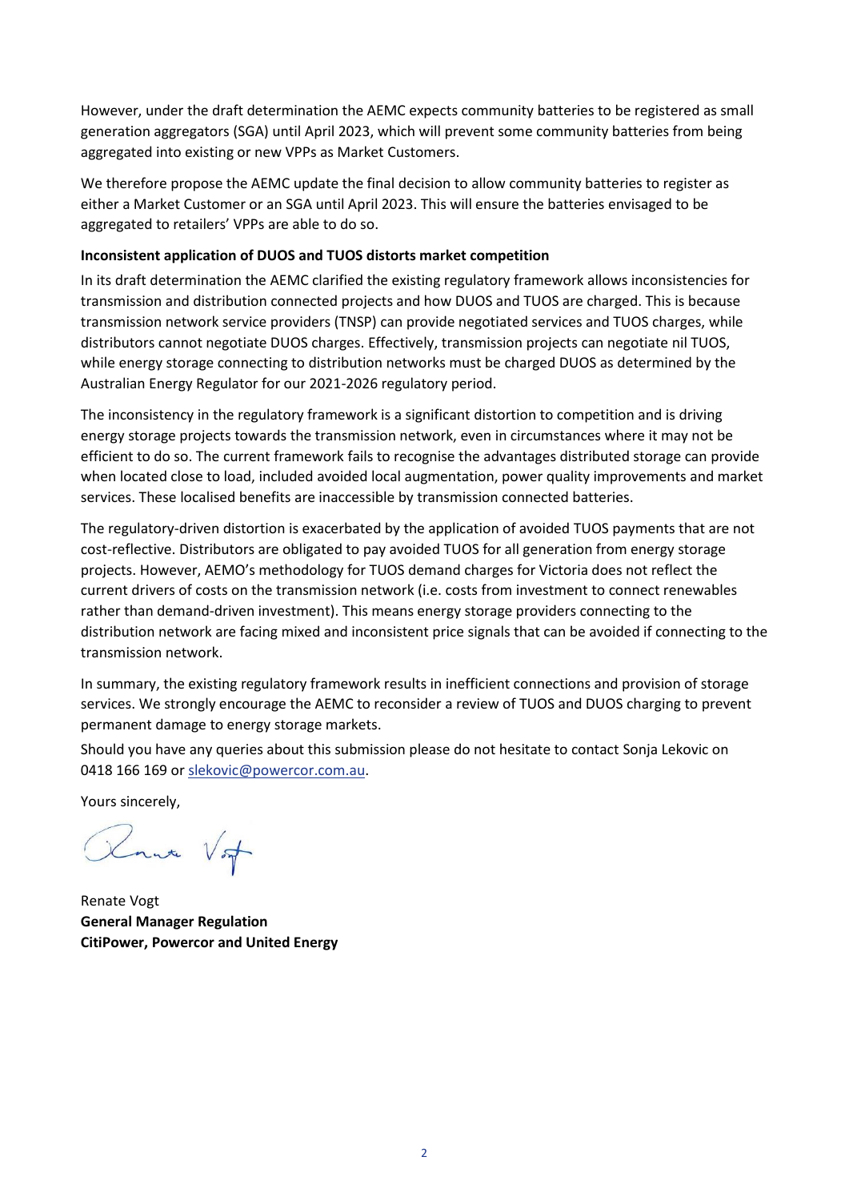However, under the draft determination the AEMC expects community batteries to be registered as small generation aggregators (SGA) until April 2023, which will prevent some community batteries from being aggregated into existing or new VPPs as Market Customers.

We therefore propose the AEMC update the final decision to allow community batteries to register as either a Market Customer or an SGA until April 2023. This will ensure the batteries envisaged to be aggregated to retailers' VPPs are able to do so.

**Inconsistent application of DUOS and TUOS distorts market competition**

In its draft determination the AEMC clarified the existing regulatory framework allows inconsistencies for transmission and distribution connected projects and how DUOS and TUOS are charged. This is because transmission network service providers (TNSP) can provide negotiated services and TUOS charges, while distributors cannot negotiate DUOS charges. Effectively, transmission projects can negotiate nil TUOS, while energy storage connecting to distribution networks must be charged DUOS as determined by the Australian Energy Regulator for our 2021-2026 regulatory period.

The inconsistency in the regulatory framework is a significant distortion to competition and is driving energy storage projects towards the transmission network, even in circumstances where it may not be efficient to do so. The current framework fails to recognise the advantages distributed storage can provide when located close to load, included avoided local augmentation, power quality improvements and market services. These localised benefits are inaccessible by transmission connected batteries.

The regulatory-driven distortion is exacerbated by the application of avoided TUOS payments that are not cost-reflective. Distributors are obligated to pay avoided TUOS for all generation from energy storage projects. However, AEMO's methodology for TUOS demand charges for Victoria does not reflect the current drivers of costs on the transmission network (i.e. costs from investment to connect renewables rather than demand-driven investment). This means energy storage providers connecting to the distribution network are facing mixed and inconsistent price signals that can be avoided if connecting to the transmission network.

In summary, the existing regulatory framework results in inefficient connections and provision of storage services. We strongly encourage the AEMC to reconsider a review of TUOS and DUOS charging to prevent permanent damage to energy storage markets.

Should you have any queries about this submission please do not hesitate to contact Sonja Lekovic on 0418 166 169 or slekovic@powercor.com.au.

Yours sincerely,

Renate Vogt
**General Manager Regulation**
**CitiPower, Powercor and United Energy**